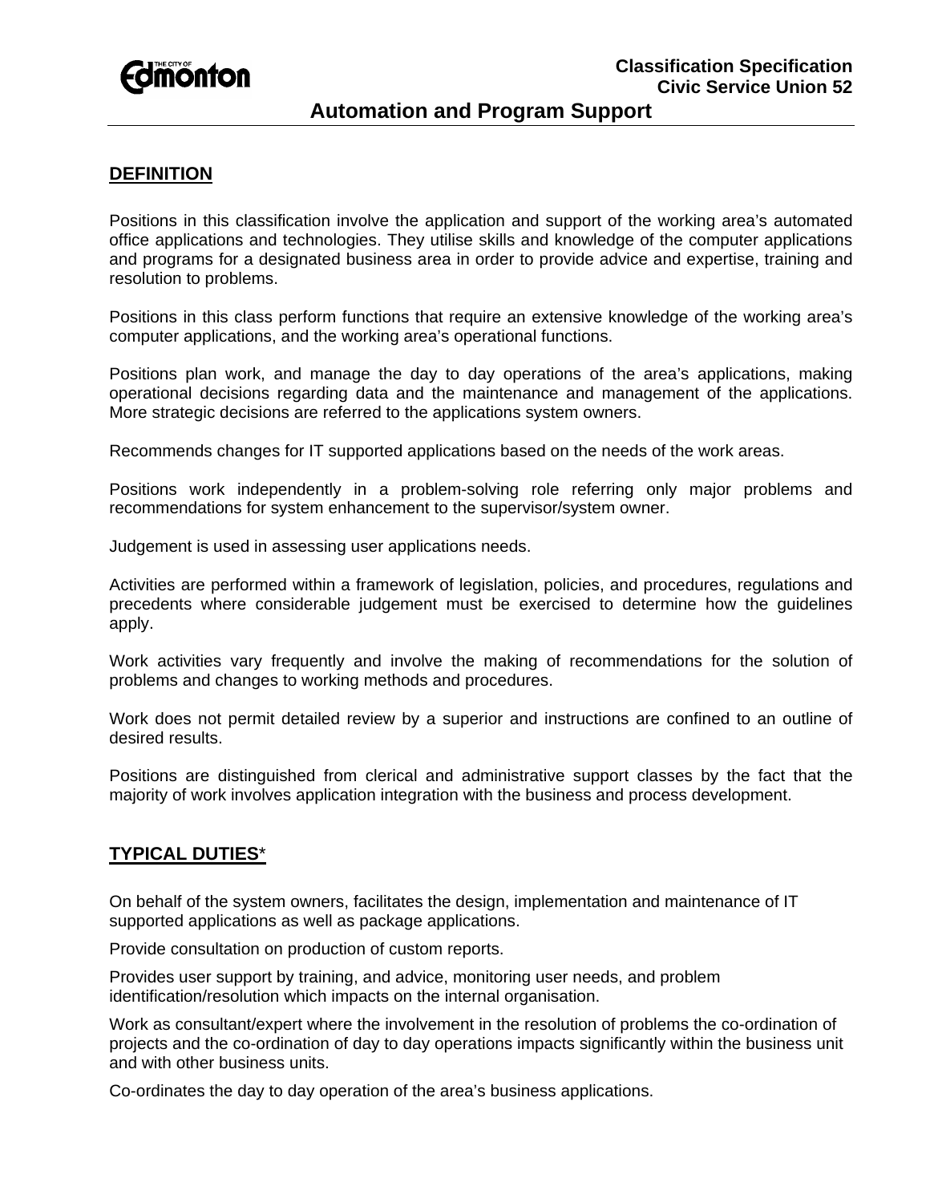**Classification Specification**
**Civic Service Union 52**

# Automation and Program Support

## DEFINITION

Positions in this classification involve the application and support of the working area's automated office applications and technologies. They utilise skills and knowledge of the computer applications and programs for a designated business area in order to provide advice and expertise, training and resolution to problems.

Positions in this class perform functions that require an extensive knowledge of the working area's computer applications, and the working area's operational functions.

Positions plan work, and manage the day to day operations of the area's applications, making operational decisions regarding data and the maintenance and management of the applications. More strategic decisions are referred to the applications system owners.

Recommends changes for IT supported applications based on the needs of the work areas.

Positions work independently in a problem-solving role referring only major problems and recommendations for system enhancement to the supervisor/system owner.

Judgement is used in assessing user applications needs.

Activities are performed within a framework of legislation, policies, and procedures, regulations and precedents where considerable judgement must be exercised to determine how the guidelines apply.

Work activities vary frequently and involve the making of recommendations for the solution of problems and changes to working methods and procedures.

Work does not permit detailed review by a superior and instructions are confined to an outline of desired results.

Positions are distinguished from clerical and administrative support classes by the fact that the majority of work involves application integration with the business and process development.

## TYPICAL DUTIES*

On behalf of the system owners, facilitates the design, implementation and maintenance of IT supported applications as well as package applications.

Provide consultation on production of custom reports.

Provides user support by training, and advice, monitoring user needs, and problem identification/resolution which impacts on the internal organisation.

Work as consultant/expert where the involvement in the resolution of problems the co-ordination of projects and the co-ordination of day to day operations impacts significantly within the business unit and with other business units.

Co-ordinates the day to day operation of the area's business applications.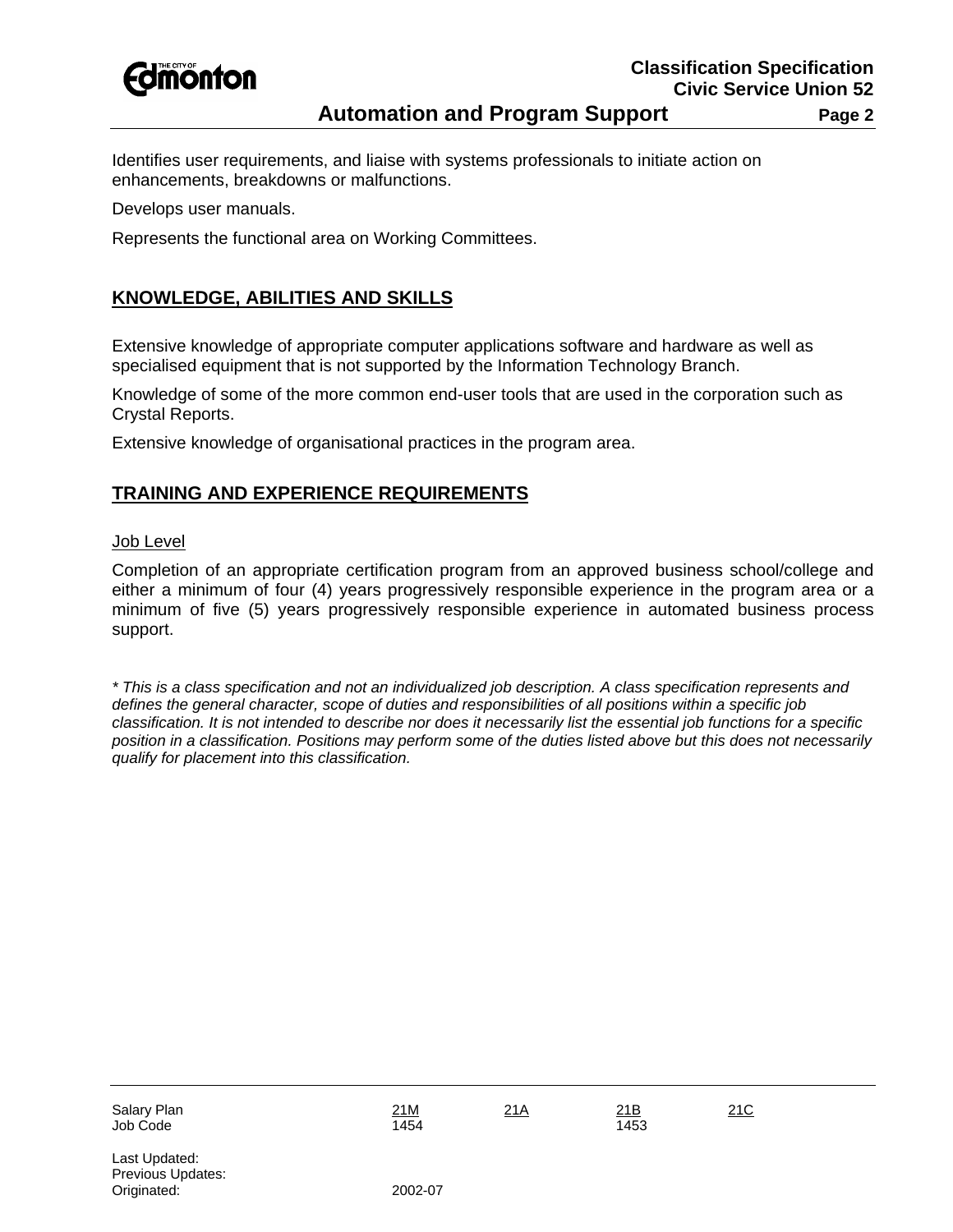Identifies user requirements, and liaise with systems professionals to initiate action on enhancements, breakdowns or malfunctions.

Develops user manuals.

Represents the functional area on Working Committees.

## KNOWLEDGE, ABILITIES AND SKILLS

Extensive knowledge of appropriate computer applications software and hardware as well as specialised equipment that is not supported by the Information Technology Branch.

Knowledge of some of the more common end-user tools that are used in the corporation such as Crystal Reports.

Extensive knowledge of organisational practices in the program area.

## TRAINING AND EXPERIENCE REQUIREMENTS

Job Level

Completion of an appropriate certification program from an approved business school/college and either a minimum of four (4) years progressively responsible experience in the program area or a minimum of five (5) years progressively responsible experience in automated business process support.

*\* This is a class specification and not an individualized job description. A class specification represents and defines the general character, scope of duties and responsibilities of all positions within a specific job classification. It is not intended to describe nor does it necessarily list the essential job functions for a specific position in a classification. Positions may perform some of the duties listed above but this does not necessarily qualify for placement into this classification.*

| | | | | |
|---|---|---|---|---|
| Salary Plan | 21M | 21A | 21B | 21C |
| Job Code | 1454 | | 1453 | |

Last Updated:
Previous Updates:
Originated: 2002-07